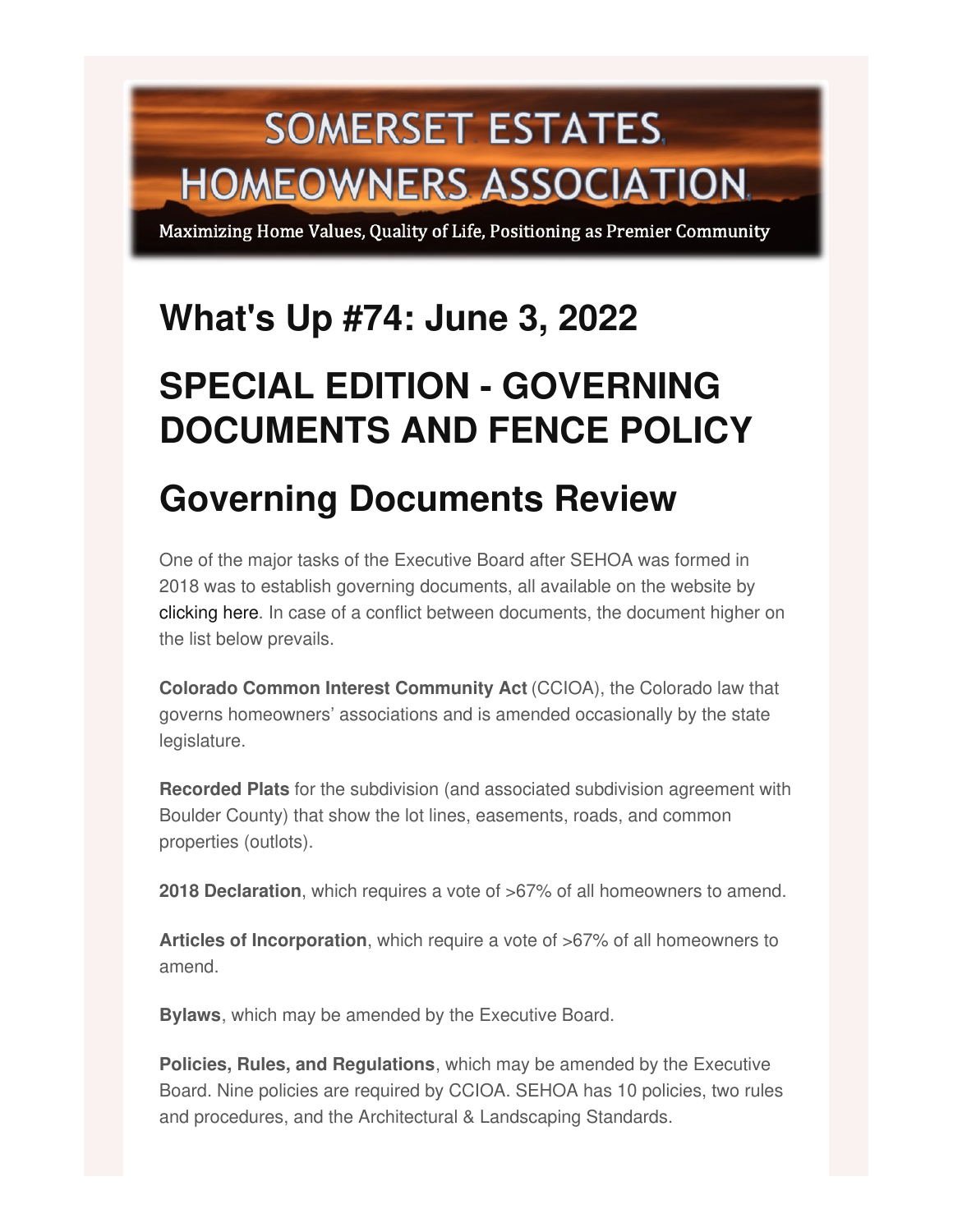# SOMERSET ESTATES HOMEOWNERS ASSOCIATION

Maximizing Home Values, Quality of Life, Positioning as Premier Community

# What's Up #74: June 3, 2022

# SPECIAL EDITION - GOVERNING DOCUMENTS AND FENCE POLICY

# Governing Documents Review

One of the major tasks of the Executive Board after SEHOA was formed in 2018 was to establish governing documents, all available on the website by clicking here. In case of a conflict between documents, the document higher on the list below prevails.

**Colorado Common Interest Community Act** (CCIOA), the Colorado law that governs homeowners' associations and is amended occasionally by the state legislature.

**Recorded Plats** for the subdivision (and associated subdivision agreement with Boulder County) that show the lot lines, easements, roads, and common properties (outlots).

**2018 Declaration**, which requires a vote of >67% of all homeowners to amend.

**Articles of Incorporation**, which require a vote of >67% of all homeowners to amend.

**Bylaws**, which may be amended by the Executive Board.

**Policies, Rules, and Regulations**, which may be amended by the Executive Board. Nine policies are required by CCIOA. SEHOA has 10 policies, two rules and procedures, and the Architectural & Landscaping Standards.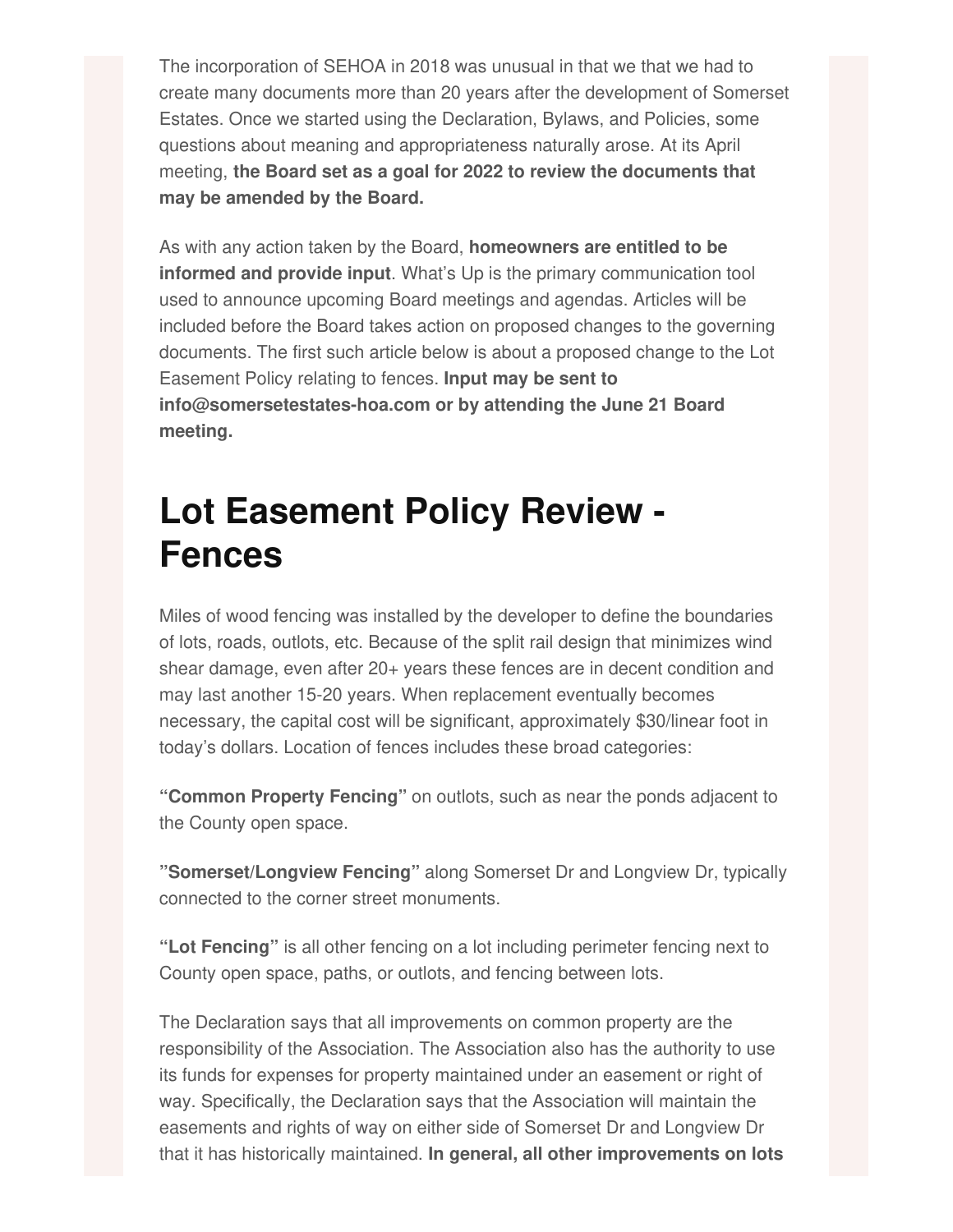The incorporation of SEHOA in 2018 was unusual in that we that we had to create many documents more than 20 years after the development of Somerset Estates. Once we started using the Declaration, Bylaws, and Policies, some questions about meaning and appropriateness naturally arose. At its April meeting, **the Board set as a goal for 2022 to review the documents that may be amended by the Board.**

As with any action taken by the Board, **homeowners are entitled to be informed and provide input**. What's Up is the primary communication tool used to announce upcoming Board meetings and agendas. Articles will be included before the Board takes action on proposed changes to the governing documents. The first such article below is about a proposed change to the Lot Easement Policy relating to fences. **Input may be sent to info@somersetestates-hoa.com or by attending the June 21 Board meeting.**

# Lot Easement Policy Review - Fences

Miles of wood fencing was installed by the developer to define the boundaries of lots, roads, outlots, etc. Because of the split rail design that minimizes wind shear damage, even after 20+ years these fences are in decent condition and may last another 15-20 years. When replacement eventually becomes necessary, the capital cost will be significant, approximately $30/linear foot in today's dollars. Location of fences includes these broad categories:

**"Common Property Fencing"** on outlots, such as near the ponds adjacent to the County open space.

**"Somerset/Longview Fencing"** along Somerset Dr and Longview Dr, typically connected to the corner street monuments.

**"Lot Fencing"** is all other fencing on a lot including perimeter fencing next to County open space, paths, or outlots, and fencing between lots.

The Declaration says that all improvements on common property are the responsibility of the Association. The Association also has the authority to use its funds for expenses for property maintained under an easement or right of way. Specifically, the Declaration says that the Association will maintain the easements and rights of way on either side of Somerset Dr and Longview Dr that it has historically maintained. **In general, all other improvements on lots**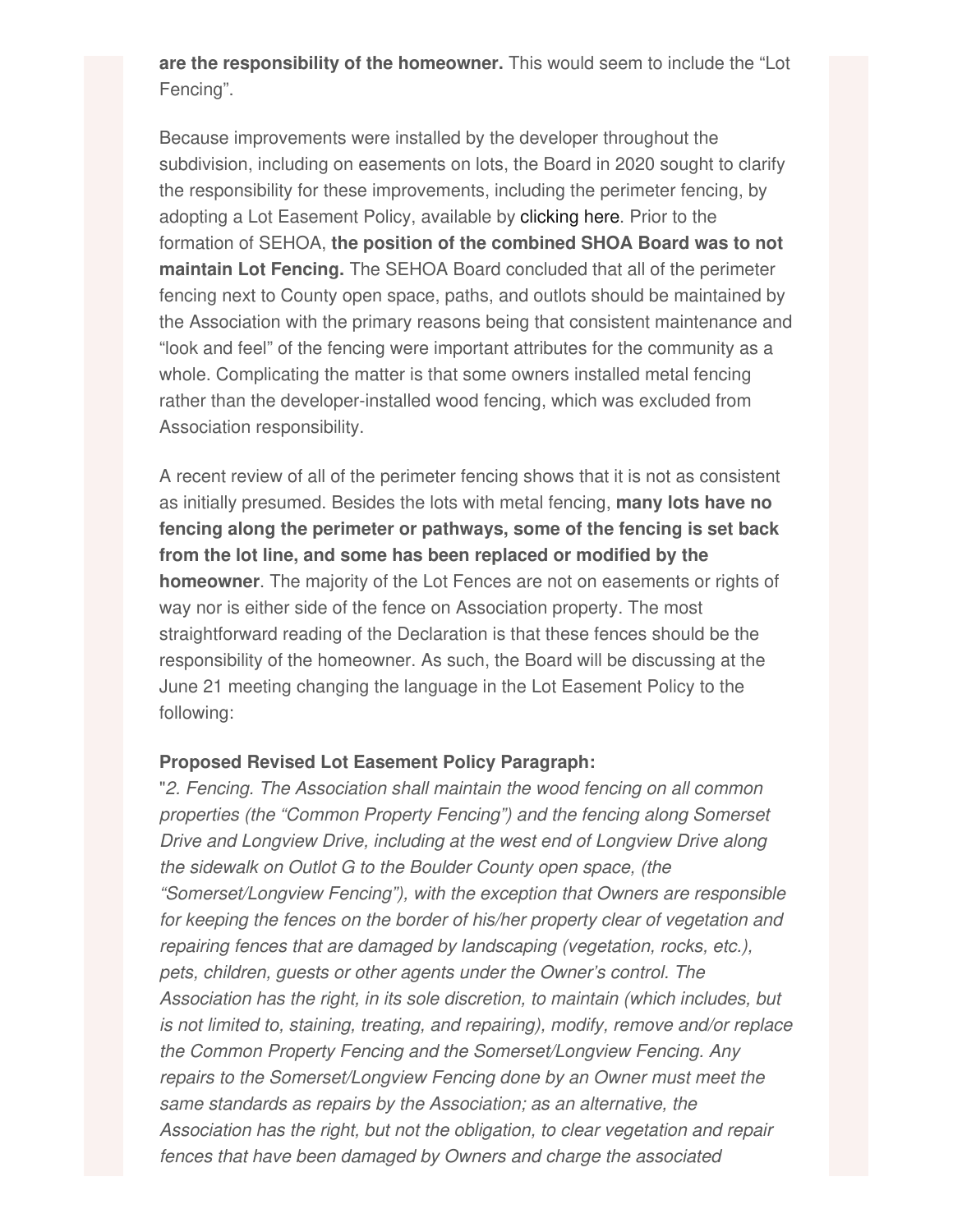**are the responsibility of the homeowner.** This would seem to include the "Lot Fencing".

Because improvements were installed by the developer throughout the subdivision, including on easements on lots, the Board in 2020 sought to clarify the responsibility for these improvements, including the perimeter fencing, by adopting a Lot Easement Policy, available by clicking here. Prior to the formation of SEHOA, **the position of the combined SHOA Board was to not maintain Lot Fencing.** The SEHOA Board concluded that all of the perimeter fencing next to County open space, paths, and outlots should be maintained by the Association with the primary reasons being that consistent maintenance and "look and feel" of the fencing were important attributes for the community as a whole. Complicating the matter is that some owners installed metal fencing rather than the developer-installed wood fencing, which was excluded from Association responsibility.

A recent review of all of the perimeter fencing shows that it is not as consistent as initially presumed. Besides the lots with metal fencing, **many lots have no fencing along the perimeter or pathways, some of the fencing is set back from the lot line, and some has been replaced or modified by the homeowner**. The majority of the Lot Fences are not on easements or rights of way nor is either side of the fence on Association property. The most straightforward reading of the Declaration is that these fences should be the responsibility of the homeowner. As such, the Board will be discussing at the June 21 meeting changing the language in the Lot Easement Policy to the following:

**Proposed Revised Lot Easement Policy Paragraph:**

"*2. Fencing. The Association shall maintain the wood fencing on all common properties (the "Common Property Fencing") and the fencing along Somerset Drive and Longview Drive, including at the west end of Longview Drive along the sidewalk on Outlot G to the Boulder County open space, (the "Somerset/Longview Fencing"), with the exception that Owners are responsible for keeping the fences on the border of his/her property clear of vegetation and repairing fences that are damaged by landscaping (vegetation, rocks, etc.), pets, children, guests or other agents under the Owner's control. The Association has the right, in its sole discretion, to maintain (which includes, but is not limited to, staining, treating, and repairing), modify, remove and/or replace the Common Property Fencing and the Somerset/Longview Fencing. Any repairs to the Somerset/Longview Fencing done by an Owner must meet the same standards as repairs by the Association; as an alternative, the Association has the right, but not the obligation, to clear vegetation and repair fences that have been damaged by Owners and charge the associated*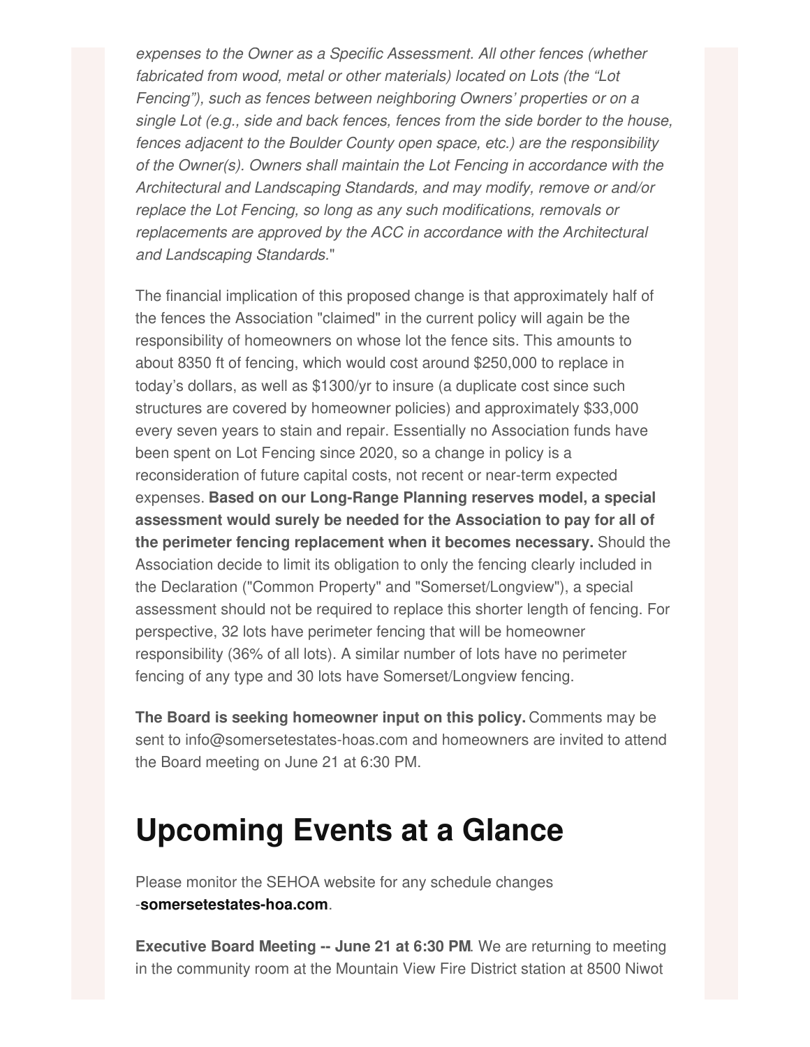*expenses to the Owner as a Specific Assessment. All other fences (whether fabricated from wood, metal or other materials) located on Lots (the "Lot Fencing"), such as fences between neighboring Owners' properties or on a single Lot (e.g., side and back fences, fences from the side border to the house, fences adjacent to the Boulder County open space, etc.) are the responsibility of the Owner(s). Owners shall maintain the Lot Fencing in accordance with the Architectural and Landscaping Standards, and may modify, remove or and/or replace the Lot Fencing, so long as any such modifications, removals or replacements are approved by the ACC in accordance with the Architectural and Landscaping Standards.*"

The financial implication of this proposed change is that approximately half of the fences the Association "claimed" in the current policy will again be the responsibility of homeowners on whose lot the fence sits. This amounts to about 8350 ft of fencing, which would cost around $250,000 to replace in today's dollars, as well as $1300/yr to insure (a duplicate cost since such structures are covered by homeowner policies) and approximately $33,000 every seven years to stain and repair. Essentially no Association funds have been spent on Lot Fencing since 2020, so a change in policy is a reconsideration of future capital costs, not recent or near-term expected expenses. **Based on our Long-Range Planning reserves model, a special assessment would surely be needed for the Association to pay for all of the perimeter fencing replacement when it becomes necessary.** Should the Association decide to limit its obligation to only the fencing clearly included in the Declaration ("Common Property" and "Somerset/Longview"), a special assessment should not be required to replace this shorter length of fencing. For perspective, 32 lots have perimeter fencing that will be homeowner responsibility (36% of all lots). A similar number of lots have no perimeter fencing of any type and 30 lots have Somerset/Longview fencing.

**The Board is seeking homeowner input on this policy.** Comments may be sent to info@somersetestates-hoas.com and homeowners are invited to attend the Board meeting on June 21 at 6:30 PM.

# Upcoming Events at a Glance

Please monitor the SEHOA website for any schedule changes -**somersetestates-hoa.com**.

**Executive Board Meeting -- June 21 at 6:30 PM**. We are returning to meeting in the community room at the Mountain View Fire District station at 8500 Niwot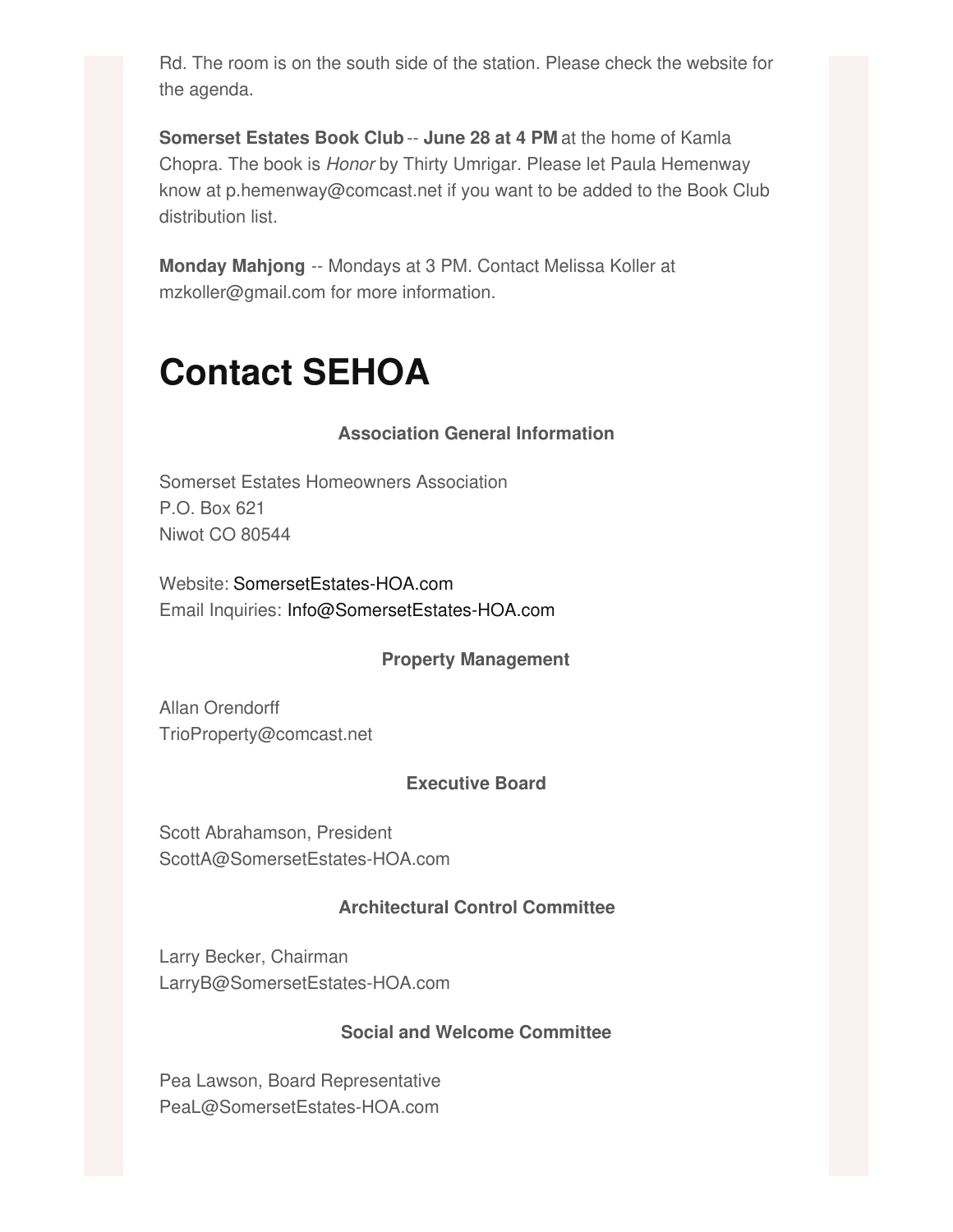Rd. The room is on the south side of the station. Please check the website for the agenda.

**Somerset Estates Book Club** -- **June 28 at 4 PM** at the home of Kamla Chopra. The book is *Honor* by Thirty Umrigar. Please let Paula Hemenway know at p.hemenway@comcast.net if you want to be added to the Book Club distribution list.

**Monday Mahjong** -- Mondays at 3 PM. Contact Melissa Koller at mzkoller@gmail.com for more information.

# Contact SEHOA

**Association General Information**

Somerset Estates Homeowners Association
P.O. Box 621
Niwot CO 80544

Website: SomersetEstates-HOA.com
Email Inquiries: Info@SomersetEstates-HOA.com

**Property Management**

Allan Orendorff
TrioProperty@comcast.net

**Executive Board**

Scott Abrahamson, President
ScottA@SomersetEstates-HOA.com

**Architectural Control Committee**

Larry Becker, Chairman
LarryB@SomersetEstates-HOA.com

**Social and Welcome Committee**

Pea Lawson, Board Representative
PeaL@SomersetEstates-HOA.com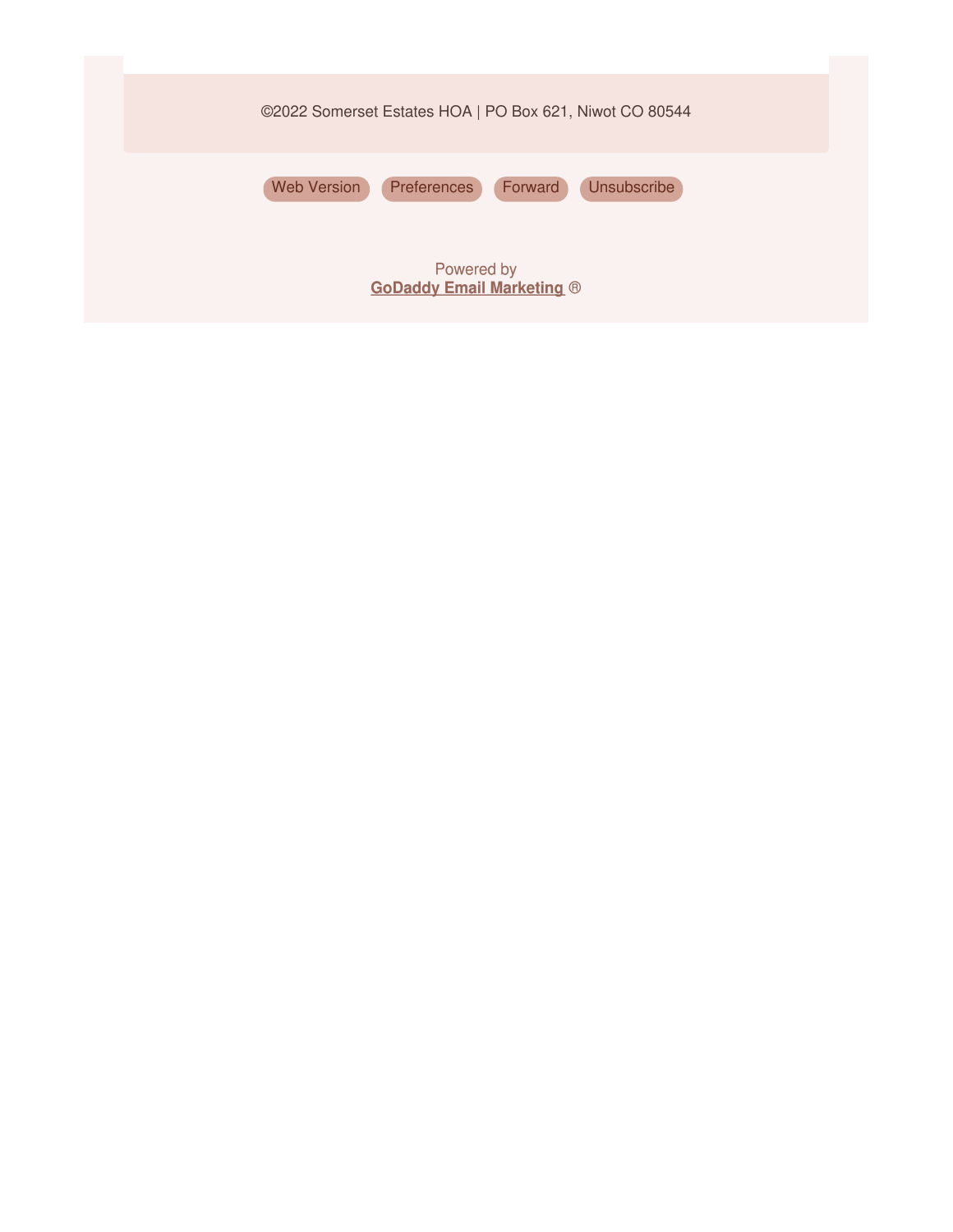©2022 Somerset Estates HOA | PO Box 621, Niwot CO 80544

Web Version Preferences Forward Unsubscribe

Powered by
**GoDaddy Email Marketing** ®